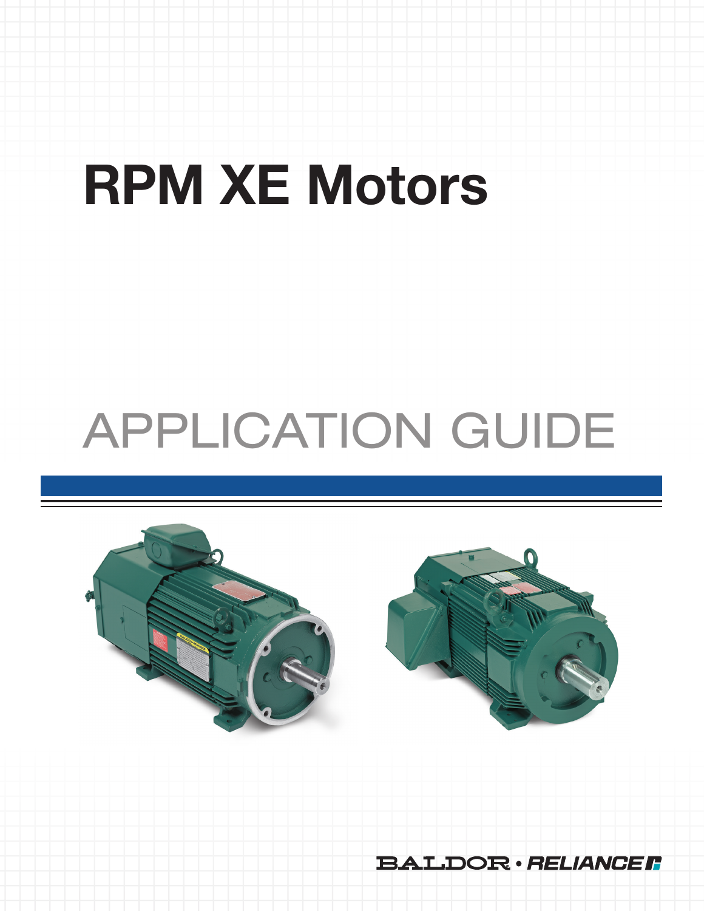# RPM XE Motors

## APPLICATION GUIDE

BALDOR • RELIANCE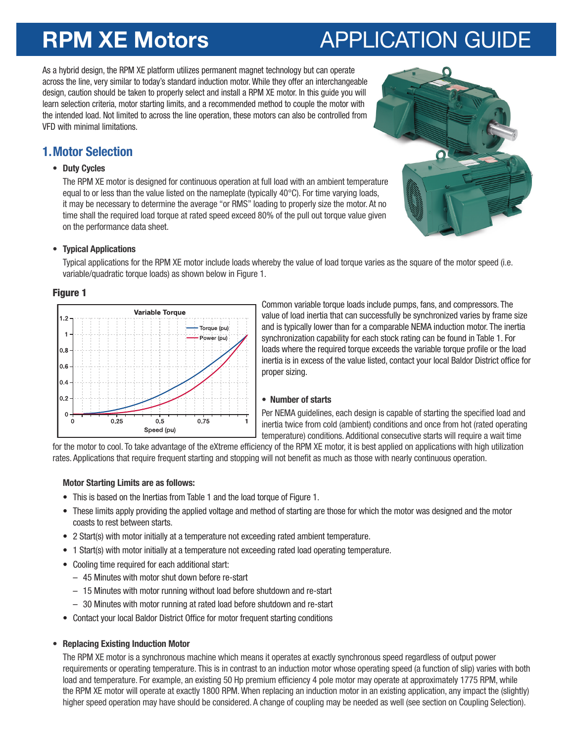# RPM XE Motors APPLICATION GUIDE

As a hybrid design, the RPM XE platform utilizes permanent magnet technology but can operate across the line, very similar to today's standard induction motor. While they offer an interchangeable design, caution should be taken to properly select and install a RPM XE motor. In this guide you will learn selection criteria, motor starting limits, and a recommended method to couple the motor with the intended load. Not limited to across the line operation, these motors can also be controlled from VFD with minimal limitations.

## 1. Motor Selection

- **Duty Cycles**

  The RPM XE motor is designed for continuous operation at full load with an ambient temperature equal to or less than the value listed on the nameplate (typically 40°C). For time varying loads, it may be necessary to determine the average "or RMS" loading to properly size the motor. At no time shall the required load torque at rated speed exceed 80% of the pull out torque value given on the performance data sheet.

- **Typical Applications**

  Typical applications for the RPM XE motor include loads whereby the value of load torque varies as the square of the motor speed (i.e. variable/quadratic torque loads) as shown below in Figure 1.

**Figure 1**

Common variable torque loads include pumps, fans, and compressors. The value of load inertia that can successfully be synchronized varies by frame size and is typically lower than for a comparable NEMA induction motor. The inertia synchronization capability for each stock rating can be found in Table 1. For loads where the required torque exceeds the variable torque profile or the load inertia is in excess of the value listed, contact your local Baldor District office for proper sizing.

- **Number of starts**

  Per NEMA guidelines, each design is capable of starting the specified load and inertia twice from cold (ambient) conditions and once from hot (rated operating temperature) conditions. Additional consecutive starts will require a wait time for the motor to cool. To take advantage of the eXtreme efficiency of the RPM XE motor, it is best applied on applications with high utilization rates. Applications that require frequent starting and stopping will not benefit as much as those with nearly continuous operation.

**Motor Starting Limits are as follows:**

- This is based on the Inertias from Table 1 and the load torque of Figure 1.
- These limits apply providing the applied voltage and method of starting are those for which the motor was designed and the motor coasts to rest between starts.
- 2 Start(s) with motor initially at a temperature not exceeding rated ambient temperature.
- 1 Start(s) with motor initially at a temperature not exceeding rated load operating temperature.
- Cooling time required for each additional start:
  - 45 Minutes with motor shut down before re-start
  - 15 Minutes with motor running without load before shutdown and re-start
  - 30 Minutes with motor running at rated load before shutdown and re-start
- Contact your local Baldor District Office for motor frequent starting conditions

- **Replacing Existing Induction Motor**

  The RPM XE motor is a synchronous machine which means it operates at exactly synchronous speed regardless of output power requirements or operating temperature. This is in contrast to an induction motor whose operating speed (a function of slip) varies with both load and temperature. For example, an existing 50 Hp premium efficiency 4 pole motor may operate at approximately 1775 RPM, while the RPM XE motor will operate at exactly 1800 RPM. When replacing an induction motor in an existing application, any impact the (slightly) higher speed operation may have should be considered. A change of coupling may be needed as well (see section on Coupling Selection).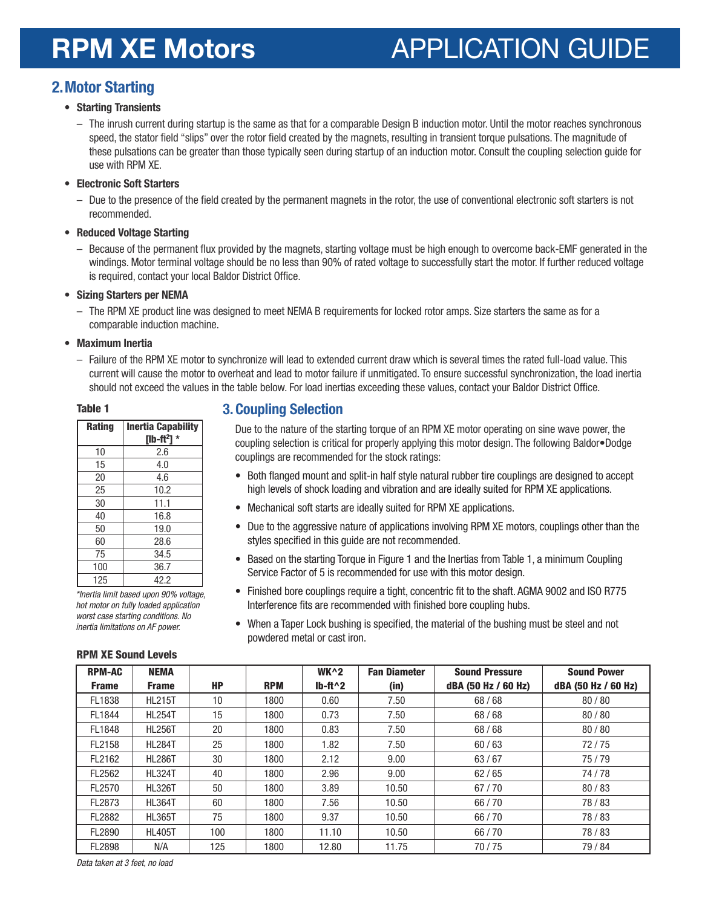## 2. Motor Starting

- **Starting Transients**
  - The inrush current during startup is the same as that for a comparable Design B induction motor. Until the motor reaches synchronous speed, the stator field "slips" over the rotor field created by the magnets, resulting in transient torque pulsations. The magnitude of these pulsations can be greater than those typically seen during startup of an induction motor. Consult the coupling selection guide for use with RPM XE.
- **Electronic Soft Starters**
  - Due to the presence of the field created by the permanent magnets in the rotor, the use of conventional electronic soft starters is not recommended.
- **Reduced Voltage Starting**
  - Because of the permanent flux provided by the magnets, starting voltage must be high enough to overcome back-EMF generated in the windings. Motor terminal voltage should be no less than 90% of rated voltage to successfully start the motor. If further reduced voltage is required, contact your local Baldor District Office.
- **Sizing Starters per NEMA**
  - The RPM XE product line was designed to meet NEMA B requirements for locked rotor amps. Size starters the same as for a comparable induction machine.
- **Maximum Inertia**
  - Failure of the RPM XE motor to synchronize will lead to extended current draw which is several times the rated full-load value. This current will cause the motor to overheat and lead to motor failure if unmitigated. To ensure successful synchronization, the load inertia should not exceed the values in the table below. For load inertias exceeding these values, contact your Baldor District Office.

**Table 1**

| Rating | Inertia Capability [lb-ft$^2$] * |
|---|---|
| 10 | 2.6 |
| 15 | 4.0 |
| 20 | 4.6 |
| 25 | 10.2 |
| 30 | 11.1 |
| 40 | 16.8 |
| 50 | 19.0 |
| 60 | 28.6 |
| 75 | 34.5 |
| 100 | 36.7 |
| 125 | 42.2 |

*\*Inertia limit based upon 90% voltage, hot motor on fully loaded application worst case starting conditions. No inertia limitations on AF power.*

## 3. Coupling Selection

Due to the nature of the starting torque of an RPM XE motor operating on sine wave power, the coupling selection is critical for properly applying this motor design. The following Baldor•Dodge couplings are recommended for the stock ratings:

- Both flanged mount and split-in half style natural rubber tire couplings are designed to accept high levels of shock loading and vibration and are ideally suited for RPM XE applications.
- Mechanical soft starts are ideally suited for RPM XE applications.
- Due to the aggressive nature of applications involving RPM XE motors, couplings other than the styles specified in this guide are not recommended.
- Based on the starting Torque in Figure 1 and the Inertias from Table 1, a minimum Coupling Service Factor of 5 is recommended for use with this motor design.
- Finished bore couplings require a tight, concentric fit to the shaft. AGMA 9002 and ISO R775 Interference fits are recommended with finished bore coupling hubs.
- When a Taper Lock bushing is specified, the material of the bushing must be steel and not powdered metal or cast iron.

**RPM XE Sound Levels**

| RPM-AC Frame | NEMA Frame | HP | RPM | WK^2 lb-ft^2 | Fan Diameter (in) | Sound Pressure dBA (50 Hz / 60 Hz) | Sound Power dBA (50 Hz / 60 Hz) |
|---|---|---|---|---|---|---|---|
| FL1838 | HL215T | 10 | 1800 | 0.60 | 7.50 | 68 / 68 | 80 / 80 |
| FL1844 | HL254T | 15 | 1800 | 0.73 | 7.50 | 68 / 68 | 80 / 80 |
| FL1848 | HL256T | 20 | 1800 | 0.83 | 7.50 | 68 / 68 | 80 / 80 |
| FL2158 | HL284T | 25 | 1800 | 1.82 | 7.50 | 60 / 63 | 72 / 75 |
| FL2162 | HL286T | 30 | 1800 | 2.12 | 9.00 | 63 / 67 | 75 / 79 |
| FL2562 | HL324T | 40 | 1800 | 2.96 | 9.00 | 62 / 65 | 74 / 78 |
| FL2570 | HL326T | 50 | 1800 | 3.89 | 10.50 | 67 / 70 | 80 / 83 |
| FL2873 | HL364T | 60 | 1800 | 7.56 | 10.50 | 66 / 70 | 78 / 83 |
| FL2882 | HL365T | 75 | 1800 | 9.37 | 10.50 | 66 / 70 | 78 / 83 |
| FL2890 | HL405T | 100 | 1800 | 11.10 | 10.50 | 66 / 70 | 78 / 83 |
| FL2898 | N/A | 125 | 1800 | 12.80 | 11.75 | 70 / 75 | 79 / 84 |

*Data taken at 3 feet, no load*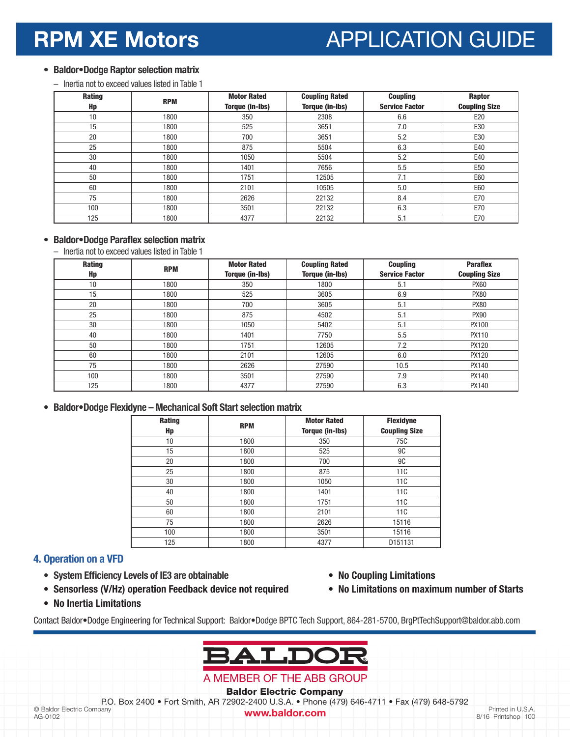- **Baldor•Dodge Raptor selection matrix**
  - Inertia not to exceed values listed in Table 1

| Rating Hp | RPM | Motor Rated Torque (in-lbs) | Coupling Rated Torque (in-lbs) | Coupling Service Factor | Raptor Coupling Size |
|---|---|---|---|---|---|
| 10 | 1800 | 350 | 2308 | 6.6 | E20 |
| 15 | 1800 | 525 | 3651 | 7.0 | E30 |
| 20 | 1800 | 700 | 3651 | 5.2 | E30 |
| 25 | 1800 | 875 | 5504 | 6.3 | E40 |
| 30 | 1800 | 1050 | 5504 | 5.2 | E40 |
| 40 | 1800 | 1401 | 7656 | 5.5 | E50 |
| 50 | 1800 | 1751 | 12505 | 7.1 | E60 |
| 60 | 1800 | 2101 | 10505 | 5.0 | E60 |
| 75 | 1800 | 2626 | 22132 | 8.4 | E70 |
| 100 | 1800 | 3501 | 22132 | 6.3 | E70 |
| 125 | 1800 | 4377 | 22132 | 5.1 | E70 |

- **Baldor•Dodge Paraflex selection matrix**
  - Inertia not to exceed values listed in Table 1

| Rating Hp | RPM | Motor Rated Torque (in-lbs) | Coupling Rated Torque (in-lbs) | Coupling Service Factor | Paraflex Coupling Size |
|---|---|---|---|---|---|
| 10 | 1800 | 350 | 1800 | 5.1 | PX60 |
| 15 | 1800 | 525 | 3605 | 6.9 | PX80 |
| 20 | 1800 | 700 | 3605 | 5.1 | PX80 |
| 25 | 1800 | 875 | 4502 | 5.1 | PX90 |
| 30 | 1800 | 1050 | 5402 | 5.1 | PX100 |
| 40 | 1800 | 1401 | 7750 | 5.5 | PX110 |
| 50 | 1800 | 1751 | 12605 | 7.2 | PX120 |
| 60 | 1800 | 2101 | 12605 | 6.0 | PX120 |
| 75 | 1800 | 2626 | 27590 | 10.5 | PX140 |
| 100 | 1800 | 3501 | 27590 | 7.9 | PX140 |
| 125 | 1800 | 4377 | 27590 | 6.3 | PX140 |

- **Baldor•Dodge Flexidyne – Mechanical Soft Start selection matrix**

| Rating Hp | RPM | Motor Rated Torque (in-lbs) | Flexidyne Coupling Size |
|---|---|---|---|
| 10 | 1800 | 350 | 75C |
| 15 | 1800 | 525 | 9C |
| 20 | 1800 | 700 | 9C |
| 25 | 1800 | 875 | 11C |
| 30 | 1800 | 1050 | 11C |
| 40 | 1800 | 1401 | 11C |
| 50 | 1800 | 1751 | 11C |
| 60 | 1800 | 2101 | 11C |
| 75 | 1800 | 2626 | 15116 |
| 100 | 1800 | 3501 | 15116 |
| 125 | 1800 | 4377 | D151131 |

## 4. Operation on a VFD

- **System Efficiency Levels of IE3 are obtainable**
- **Sensorless (V/Hz) operation Feedback device not required**
- **No Inertia Limitations**
- **No Coupling Limitations**
- **No Limitations on maximum number of Starts**

Contact Baldor•Dodge Engineering for Technical Support: Baldor•Dodge BPTC Tech Support, 864-281-5700, BrgPtTechSupport@baldor.abb.com

BALDOR

A MEMBER OF THE ABB GROUP

**Baldor Electric Company**

P.O. Box 2400 • Fort Smith, AR 72902-2400 U.S.A. • Phone (479) 646-4711 • Fax (479) 648-5792

**www.baldor.com**

© Baldor Electric Company
AG-0102

Printed in U.S.A.
8/16 Printshop 100